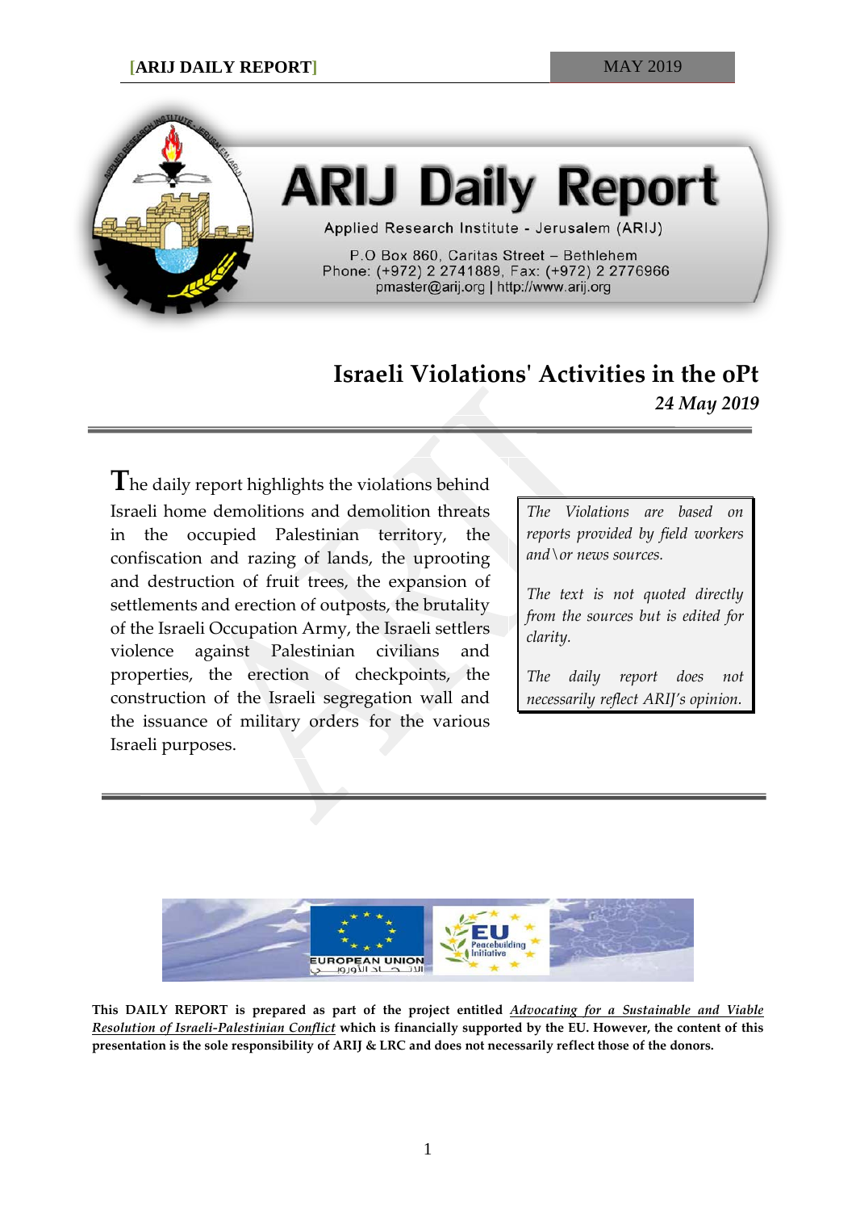# ARIJ Daily Report

Applied Research Institute - Jerusalem (ARIJ)

P.O Box 860, Caritas Street – Bethlehem
Phone: (+972) 2 2741889, Fax: (+972) 2 2776966
pmaster@arij.org | http://www.arij.org

## Israeli Violations' Activities in the oPt

*24 May 2019*

The daily report highlights the violations behind Israeli home demolitions and demolition threats in the occupied Palestinian territory, the confiscation and razing of lands, the uprooting and destruction of fruit trees, the expansion of settlements and erection of outposts, the brutality of the Israeli Occupation Army, the Israeli settlers violence against Palestinian civilians and properties, the erection of checkpoints, the construction of the Israeli segregation wall and the issuance of military orders for the various Israeli purposes.

*The Violations are based on reports provided by field workers and\or news sources.*

*The text is not quoted directly from the sources but is edited for clarity.*

*The daily report does not necessarily reflect ARIJ's opinion.*

EUROPEAN UNION

EU Peacebuilding Initiative

**This DAILY REPORT is prepared as part of the project entitled *Advocating for a Sustainable and Viable Resolution of Israeli-Palestinian Conflict* which is financially supported by the EU. However, the content of this presentation is the sole responsibility of ARIJ & LRC and does not necessarily reflect those of the donors.**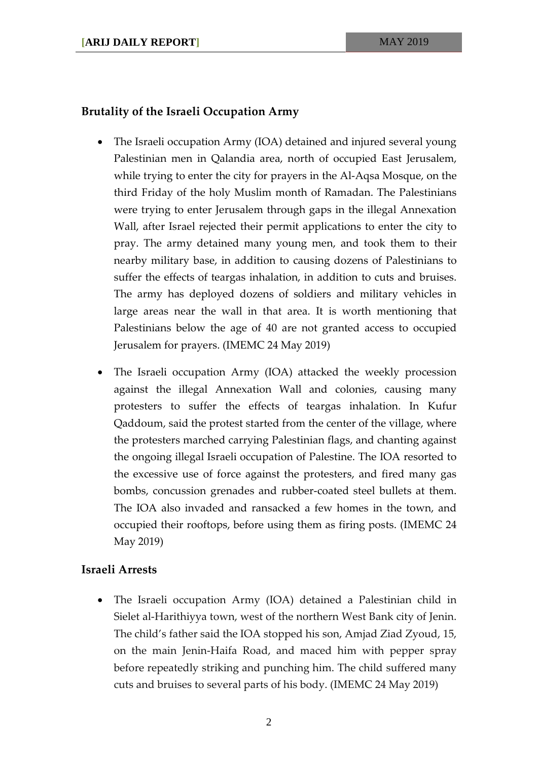## Brutality of the Israeli Occupation Army

- The Israeli occupation Army (IOA) detained and injured several young Palestinian men in Qalandia area, north of occupied East Jerusalem, while trying to enter the city for prayers in the Al-Aqsa Mosque, on the third Friday of the holy Muslim month of Ramadan. The Palestinians were trying to enter Jerusalem through gaps in the illegal Annexation Wall, after Israel rejected their permit applications to enter the city to pray. The army detained many young men, and took them to their nearby military base, in addition to causing dozens of Palestinians to suffer the effects of teargas inhalation, in addition to cuts and bruises. The army has deployed dozens of soldiers and military vehicles in large areas near the wall in that area. It is worth mentioning that Palestinians below the age of 40 are not granted access to occupied Jerusalem for prayers. (IMEMC 24 May 2019)

- The Israeli occupation Army (IOA) attacked the weekly procession against the illegal Annexation Wall and colonies, causing many protesters to suffer the effects of teargas inhalation. In Kufur Qaddoum, said the protest started from the center of the village, where the protesters marched carrying Palestinian flags, and chanting against the ongoing illegal Israeli occupation of Palestine. The IOA resorted to the excessive use of force against the protesters, and fired many gas bombs, concussion grenades and rubber-coated steel bullets at them. The IOA also invaded and ransacked a few homes in the town, and occupied their rooftops, before using them as firing posts. (IMEMC 24 May 2019)

## Israeli Arrests

- The Israeli occupation Army (IOA) detained a Palestinian child in Sielet al-Harithiyya town, west of the northern West Bank city of Jenin. The child's father said the IOA stopped his son, Amjad Ziad Zyoud, 15, on the main Jenin-Haifa Road, and maced him with pepper spray before repeatedly striking and punching him. The child suffered many cuts and bruises to several parts of his body. (IMEMC 24 May 2019)